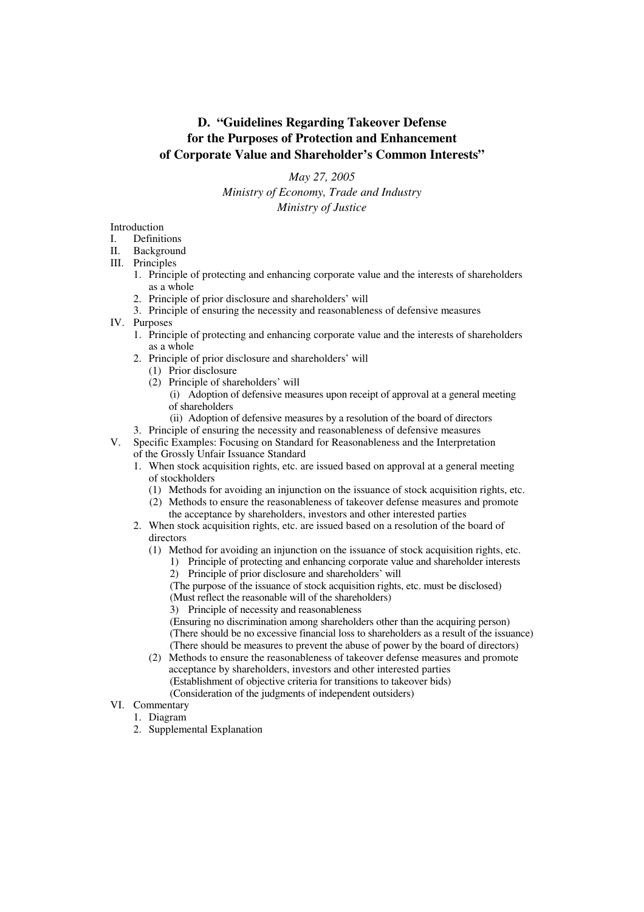# D. "Guidelines Regarding Takeover Defense for the Purposes of Protection and Enhancement of Corporate Value and Shareholder's Common Interests"

*May 27, 2005*
*Ministry of Economy, Trade and Industry*
*Ministry of Justice*

Introduction

I. Definitions

II. Background

III. Principles

  1. Principle of protecting and enhancing corporate value and the interests of shareholders as a whole
  2. Principle of prior disclosure and shareholders' will
  3. Principle of ensuring the necessity and reasonableness of defensive measures

IV. Purposes

  1. Principle of protecting and enhancing corporate value and the interests of shareholders as a whole
  2. Principle of prior disclosure and shareholders' will
     (1) Prior disclosure
     (2) Principle of shareholders' will
        (i) Adoption of defensive measures upon receipt of approval at a general meeting of shareholders
        (ii) Adoption of defensive measures by a resolution of the board of directors
  3. Principle of ensuring the necessity and reasonableness of defensive measures

V. Specific Examples: Focusing on Standard for Reasonableness and the Interpretation of the Grossly Unfair Issuance Standard

  1. When stock acquisition rights, etc. are issued based on approval at a general meeting of stockholders
     (1) Methods for avoiding an injunction on the issuance of stock acquisition rights, etc.
     (2) Methods to ensure the reasonableness of takeover defense measures and promote the acceptance by shareholders, investors and other interested parties
  2. When stock acquisition rights, etc. are issued based on a resolution of the board of directors
     (1) Method for avoiding an injunction on the issuance of stock acquisition rights, etc.
        1) Principle of protecting and enhancing corporate value and shareholder interests
        2) Principle of prior disclosure and shareholders' will
        (The purpose of the issuance of stock acquisition rights, etc. must be disclosed)
        (Must reflect the reasonable will of the shareholders)
        3) Principle of necessity and reasonableness
        (Ensuring no discrimination among shareholders other than the acquiring person)
        (There should be no excessive financial loss to shareholders as a result of the issuance)
        (There should be measures to prevent the abuse of power by the board of directors)
     (2) Methods to ensure the reasonableness of takeover defense measures and promote acceptance by shareholders, investors and other interested parties
        (Establishment of objective criteria for transitions to takeover bids)
        (Consideration of the judgments of independent outsiders)

VI. Commentary

  1. Diagram
  2. Supplemental Explanation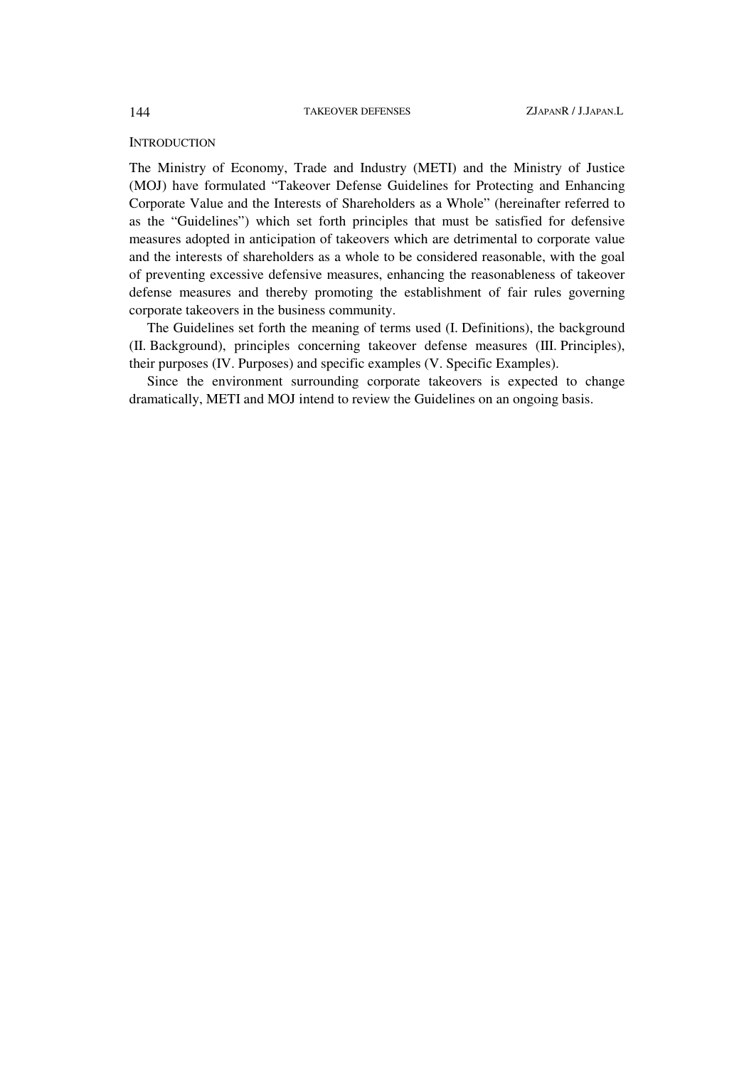## INTRODUCTION

The Ministry of Economy, Trade and Industry (METI) and the Ministry of Justice (MOJ) have formulated "Takeover Defense Guidelines for Protecting and Enhancing Corporate Value and the Interests of Shareholders as a Whole" (hereinafter referred to as the "Guidelines") which set forth principles that must be satisfied for defensive measures adopted in anticipation of takeovers which are detrimental to corporate value and the interests of shareholders as a whole to be considered reasonable, with the goal of preventing excessive defensive measures, enhancing the reasonableness of takeover defense measures and thereby promoting the establishment of fair rules governing corporate takeovers in the business community.

The Guidelines set forth the meaning of terms used (I. Definitions), the background (II. Background), principles concerning takeover defense measures (III. Principles), their purposes (IV. Purposes) and specific examples (V. Specific Examples).

Since the environment surrounding corporate takeovers is expected to change dramatically, METI and MOJ intend to review the Guidelines on an ongoing basis.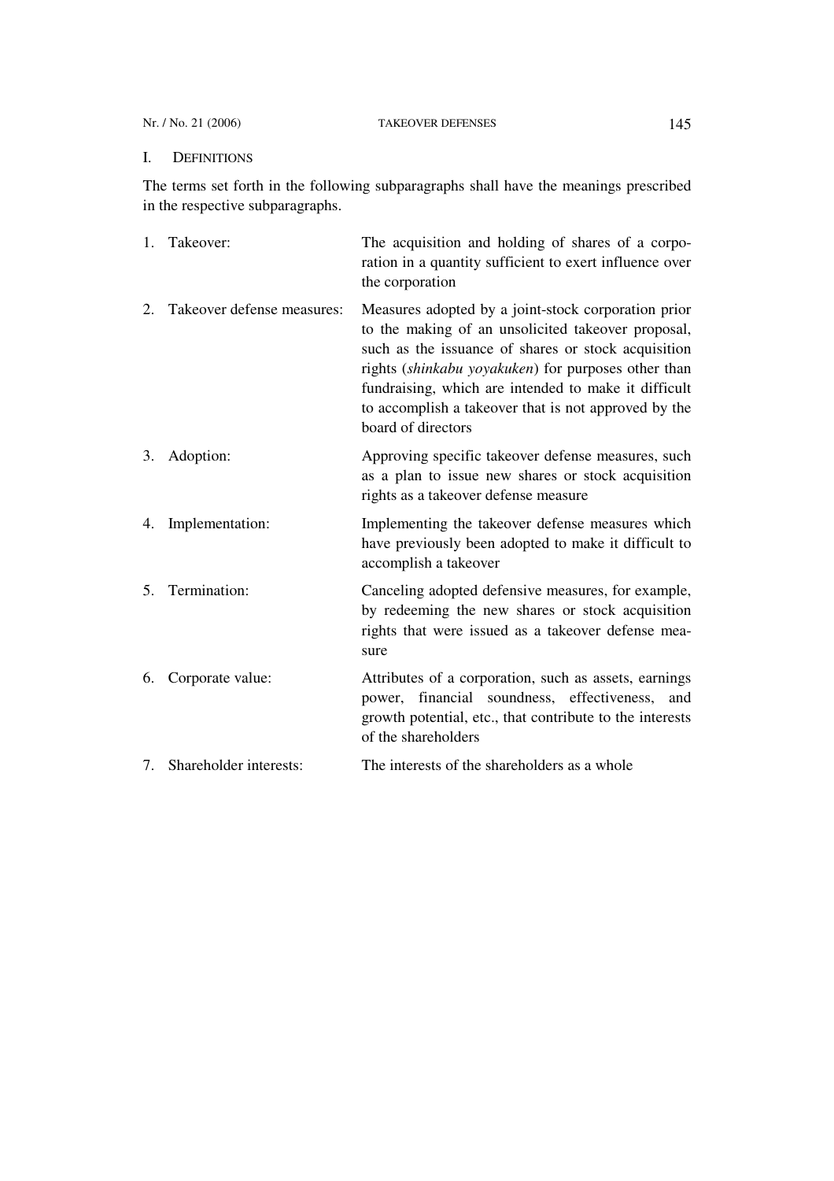## I. DEFINITIONS

The terms set forth in the following subparagraphs shall have the meanings prescribed in the respective subparagraphs.

1. Takeover: The acquisition and holding of shares of a corporation in a quantity sufficient to exert influence over the corporation
2. Takeover defense measures: Measures adopted by a joint-stock corporation prior to the making of an unsolicited takeover proposal, such as the issuance of shares or stock acquisition rights (*shinkabu yoyakuken*) for purposes other than fundraising, which are intended to make it difficult to accomplish a takeover that is not approved by the board of directors
3. Adoption: Approving specific takeover defense measures, such as a plan to issue new shares or stock acquisition rights as a takeover defense measure
4. Implementation: Implementing the takeover defense measures which have previously been adopted to make it difficult to accomplish a takeover
5. Termination: Canceling adopted defensive measures, for example, by redeeming the new shares or stock acquisition rights that were issued as a takeover defense measure
6. Corporate value: Attributes of a corporation, such as assets, earnings power, financial soundness, effectiveness, and growth potential, etc., that contribute to the interests of the shareholders
7. Shareholder interests: The interests of the shareholders as a whole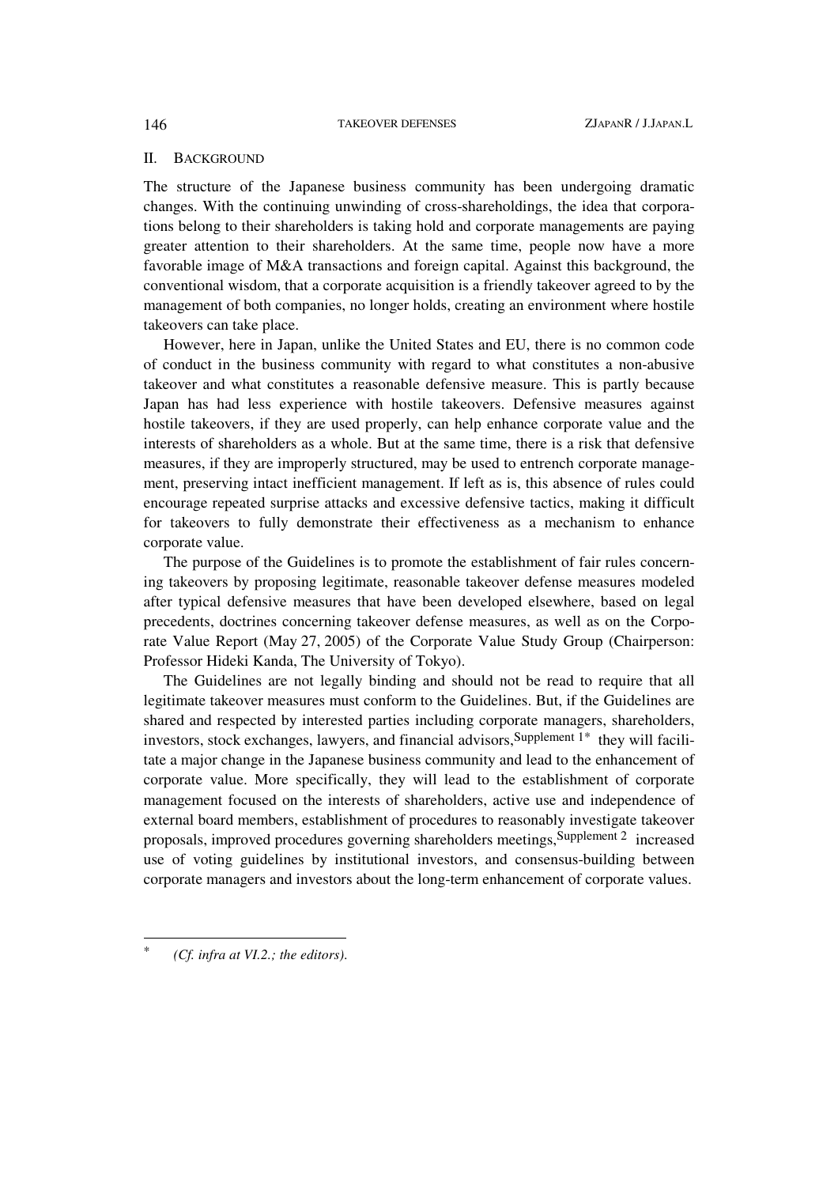## II. BACKGROUND

The structure of the Japanese business community has been undergoing dramatic changes. With the continuing unwinding of cross-shareholdings, the idea that corporations belong to their shareholders is taking hold and corporate managements are paying greater attention to their shareholders. At the same time, people now have a more favorable image of M&A transactions and foreign capital. Against this background, the conventional wisdom, that a corporate acquisition is a friendly takeover agreed to by the management of both companies, no longer holds, creating an environment where hostile takeovers can take place.

However, here in Japan, unlike the United States and EU, there is no common code of conduct in the business community with regard to what constitutes a non-abusive takeover and what constitutes a reasonable defensive measure. This is partly because Japan has had less experience with hostile takeovers. Defensive measures against hostile takeovers, if they are used properly, can help enhance corporate value and the interests of shareholders as a whole. But at the same time, there is a risk that defensive measures, if they are improperly structured, may be used to entrench corporate management, preserving intact inefficient management. If left as is, this absence of rules could encourage repeated surprise attacks and excessive defensive tactics, making it difficult for takeovers to fully demonstrate their effectiveness as a mechanism to enhance corporate value.

The purpose of the Guidelines is to promote the establishment of fair rules concerning takeovers by proposing legitimate, reasonable takeover defense measures modeled after typical defensive measures that have been developed elsewhere, based on legal precedents, doctrines concerning takeover defense measures, as well as on the Corporate Value Report (May 27, 2005) of the Corporate Value Study Group (Chairperson: Professor Hideki Kanda, The University of Tokyo).

The Guidelines are not legally binding and should not be read to require that all legitimate takeover measures must conform to the Guidelines. But, if the Guidelines are shared and respected by interested parties including corporate managers, shareholders, investors, stock exchanges, lawyers, and financial advisors,[Supplement 1*] they will facilitate a major change in the Japanese business community and lead to the enhancement of corporate value. More specifically, they will lead to the establishment of corporate management focused on the interests of shareholders, active use and independence of external board members, establishment of procedures to reasonably investigate takeover proposals, improved procedures governing shareholders meetings,[Supplement 2] increased use of voting guidelines by institutional investors, and consensus-building between corporate managers and investors about the long-term enhancement of corporate values.

---

\* *(Cf. infra at VI.2.; the editors).*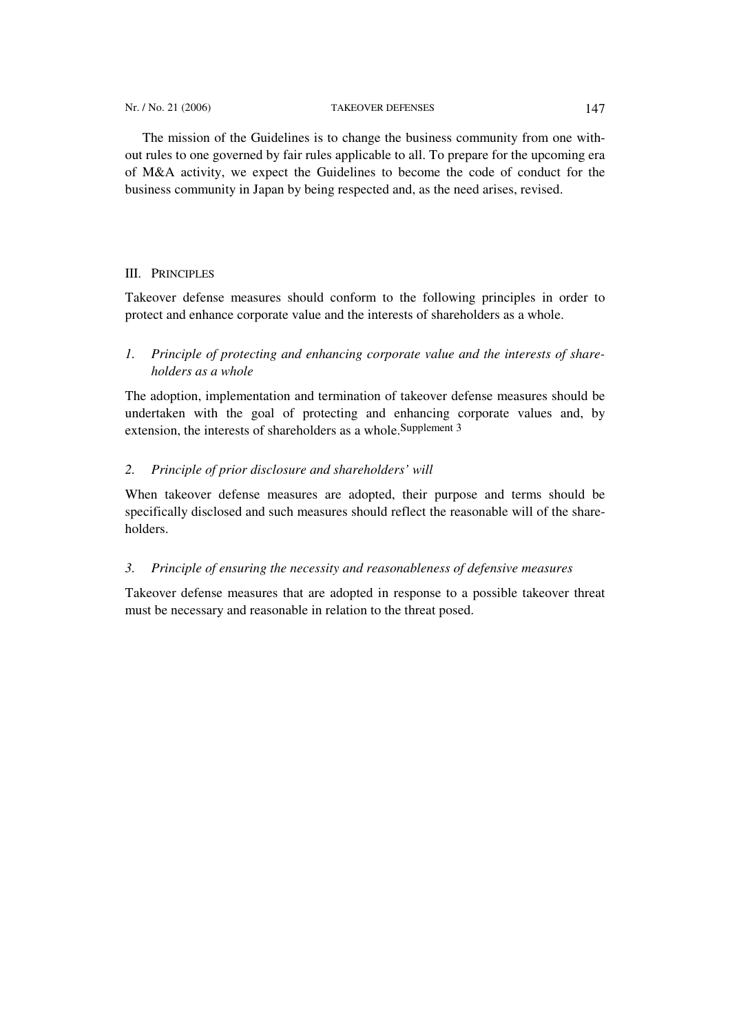The mission of the Guidelines is to change the business community from one without rules to one governed by fair rules applicable to all. To prepare for the upcoming era of M&A activity, we expect the Guidelines to become the code of conduct for the business community in Japan by being respected and, as the need arises, revised.

## III. PRINCIPLES

Takeover defense measures should conform to the following principles in order to protect and enhance corporate value and the interests of shareholders as a whole.

### *1. Principle of protecting and enhancing corporate value and the interests of shareholders as a whole*

The adoption, implementation and termination of takeover defense measures should be undertaken with the goal of protecting and enhancing corporate values and, by extension, the interests of shareholders as a whole.[Supplement 3]

### *2. Principle of prior disclosure and shareholders' will*

When takeover defense measures are adopted, their purpose and terms should be specifically disclosed and such measures should reflect the reasonable will of the shareholders.

### *3. Principle of ensuring the necessity and reasonableness of defensive measures*

Takeover defense measures that are adopted in response to a possible takeover threat must be necessary and reasonable in relation to the threat posed.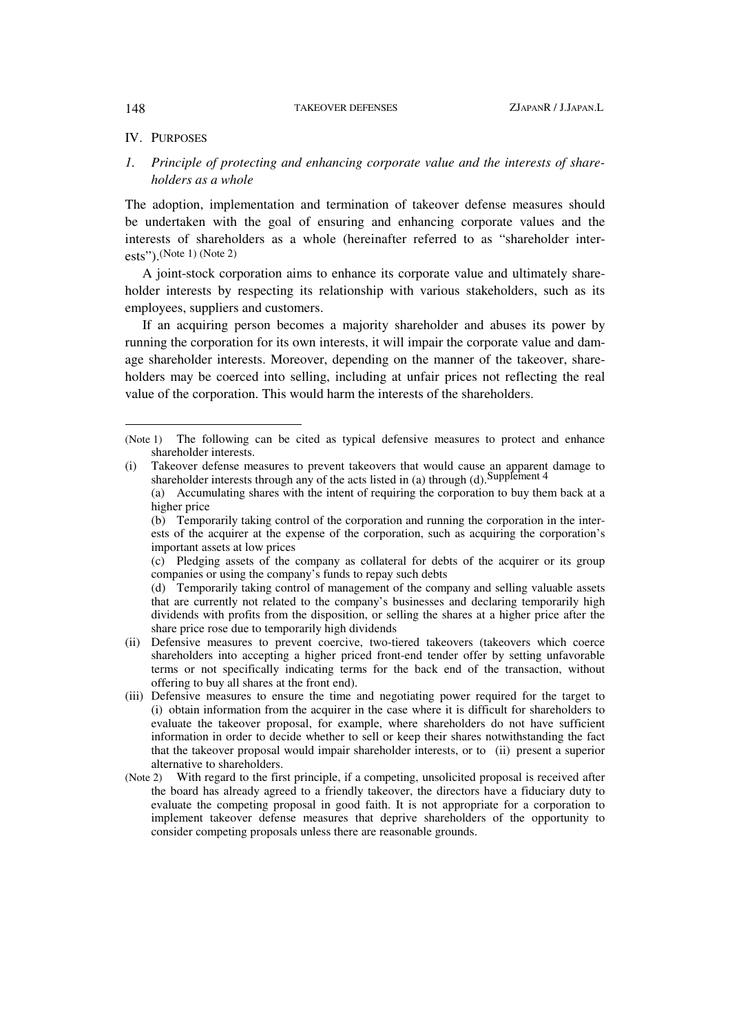## IV. PURPOSES

### *1. Principle of protecting and enhancing corporate value and the interests of shareholders as a whole*

The adoption, implementation and termination of takeover defense measures should be undertaken with the goal of ensuring and enhancing corporate values and the interests of shareholders as a whole (hereinafter referred to as "shareholder interests").(Note 1) (Note 2)

A joint-stock corporation aims to enhance its corporate value and ultimately shareholder interests by respecting its relationship with various stakeholders, such as its employees, suppliers and customers.

If an acquiring person becomes a majority shareholder and abuses its power by running the corporation for its own interests, it will impair the corporate value and damage shareholder interests. Moreover, depending on the manner of the takeover, shareholders may be coerced into selling, including at unfair prices not reflecting the real value of the corporation. This would harm the interests of the shareholders.

---

(Note 1) The following can be cited as typical defensive measures to protect and enhance shareholder interests.

(i) Takeover defense measures to prevent takeovers that would cause an apparent damage to shareholder interests through any of the acts listed in (a) through (d).Supplement 4

(a) Accumulating shares with the intent of requiring the corporation to buy them back at a higher price

(b) Temporarily taking control of the corporation and running the corporation in the interests of the acquirer at the expense of the corporation, such as acquiring the corporation's important assets at low prices

(c) Pledging assets of the company as collateral for debts of the acquirer or its group companies or using the company's funds to repay such debts

(d) Temporarily taking control of management of the company and selling valuable assets that are currently not related to the company's businesses and declaring temporarily high dividends with profits from the disposition, or selling the shares at a higher price after the share price rose due to temporarily high dividends

(ii) Defensive measures to prevent coercive, two-tiered takeovers (takeovers which coerce shareholders into accepting a higher priced front-end tender offer by setting unfavorable terms or not specifically indicating terms for the back end of the transaction, without offering to buy all shares at the front end).

(iii) Defensive measures to ensure the time and negotiating power required for the target to (i) obtain information from the acquirer in the case where it is difficult for shareholders to evaluate the takeover proposal, for example, where shareholders do not have sufficient information in order to decide whether to sell or keep their shares notwithstanding the fact that the takeover proposal would impair shareholder interests, or to (ii) present a superior alternative to shareholders.

(Note 2) With regard to the first principle, if a competing, unsolicited proposal is received after the board has already agreed to a friendly takeover, the directors have a fiduciary duty to evaluate the competing proposal in good faith. It is not appropriate for a corporation to implement takeover defense measures that deprive shareholders of the opportunity to consider competing proposals unless there are reasonable grounds.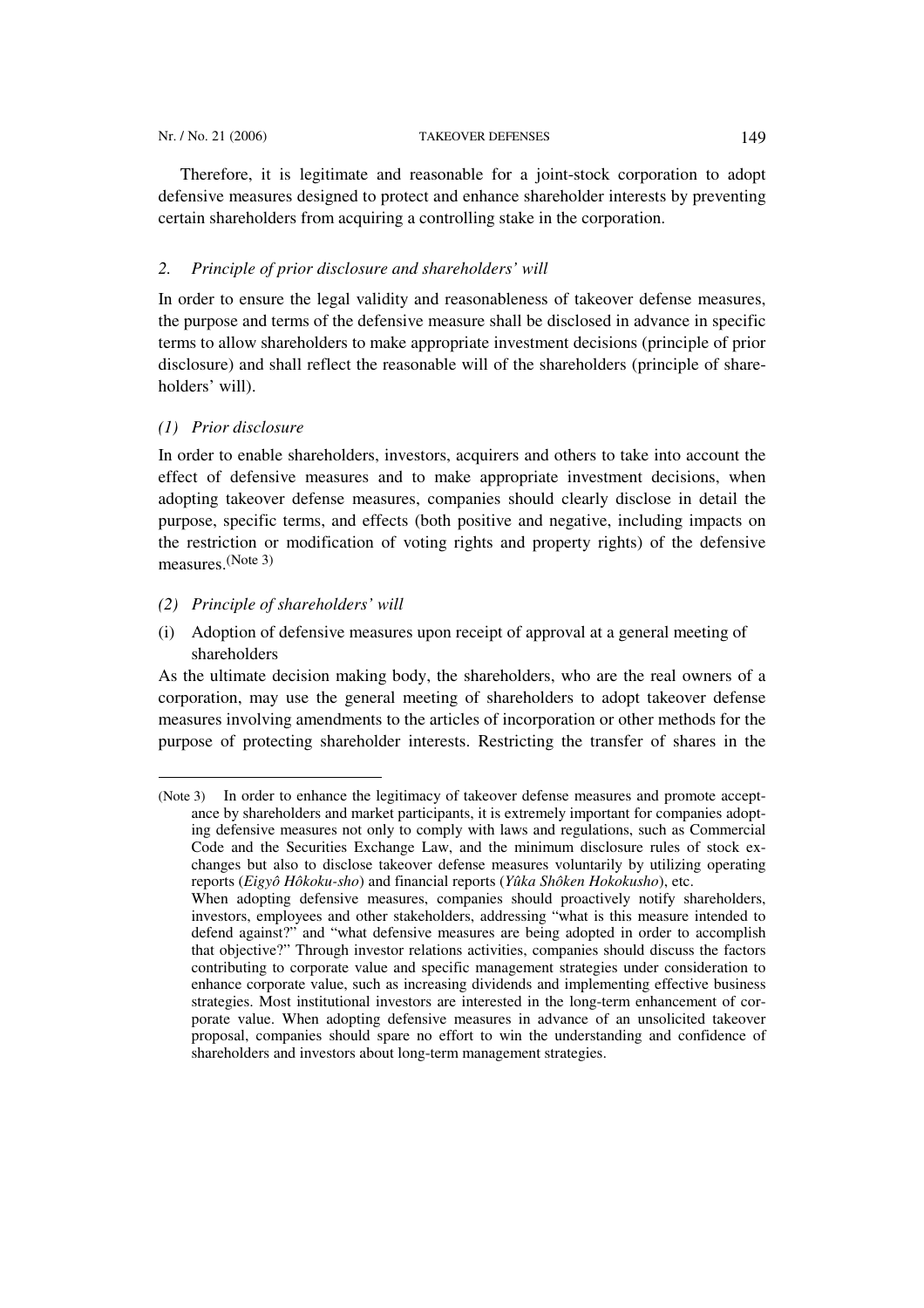Therefore, it is legitimate and reasonable for a joint-stock corporation to adopt defensive measures designed to protect and enhance shareholder interests by preventing certain shareholders from acquiring a controlling stake in the corporation.

### *2. Principle of prior disclosure and shareholders' will*

In order to ensure the legal validity and reasonableness of takeover defense measures, the purpose and terms of the defensive measure shall be disclosed in advance in specific terms to allow shareholders to make appropriate investment decisions (principle of prior disclosure) and shall reflect the reasonable will of the shareholders (principle of shareholders' will).

#### *(1) Prior disclosure*

In order to enable shareholders, investors, acquirers and others to take into account the effect of defensive measures and to make appropriate investment decisions, when adopting takeover defense measures, companies should clearly disclose in detail the purpose, specific terms, and effects (both positive and negative, including impacts on the restriction or modification of voting rights and property rights) of the defensive measures.(Note 3)

#### *(2) Principle of shareholders' will*

(i) Adoption of defensive measures upon receipt of approval at a general meeting of shareholders

As the ultimate decision making body, the shareholders, who are the real owners of a corporation, may use the general meeting of shareholders to adopt takeover defense measures involving amendments to the articles of incorporation or other methods for the purpose of protecting shareholder interests. Restricting the transfer of shares in the

---

(Note 3) In order to enhance the legitimacy of takeover defense measures and promote acceptance by shareholders and market participants, it is extremely important for companies adopting defensive measures not only to comply with laws and regulations, such as Commercial Code and the Securities Exchange Law, and the minimum disclosure rules of stock exchanges but also to disclose takeover defense measures voluntarily by utilizing operating reports (*Eigyô Hôkoku-sho*) and financial reports (*Yûka Shôken Hokokusho*), etc.
When adopting defensive measures, companies should proactively notify shareholders, investors, employees and other stakeholders, addressing "what is this measure intended to defend against?" and "what defensive measures are being adopted in order to accomplish that objective?" Through investor relations activities, companies should discuss the factors contributing to corporate value and specific management strategies under consideration to enhance corporate value, such as increasing dividends and implementing effective business strategies. Most institutional investors are interested in the long-term enhancement of corporate value. When adopting defensive measures in advance of an unsolicited takeover proposal, companies should spare no effort to win the understanding and confidence of shareholders and investors about long-term management strategies.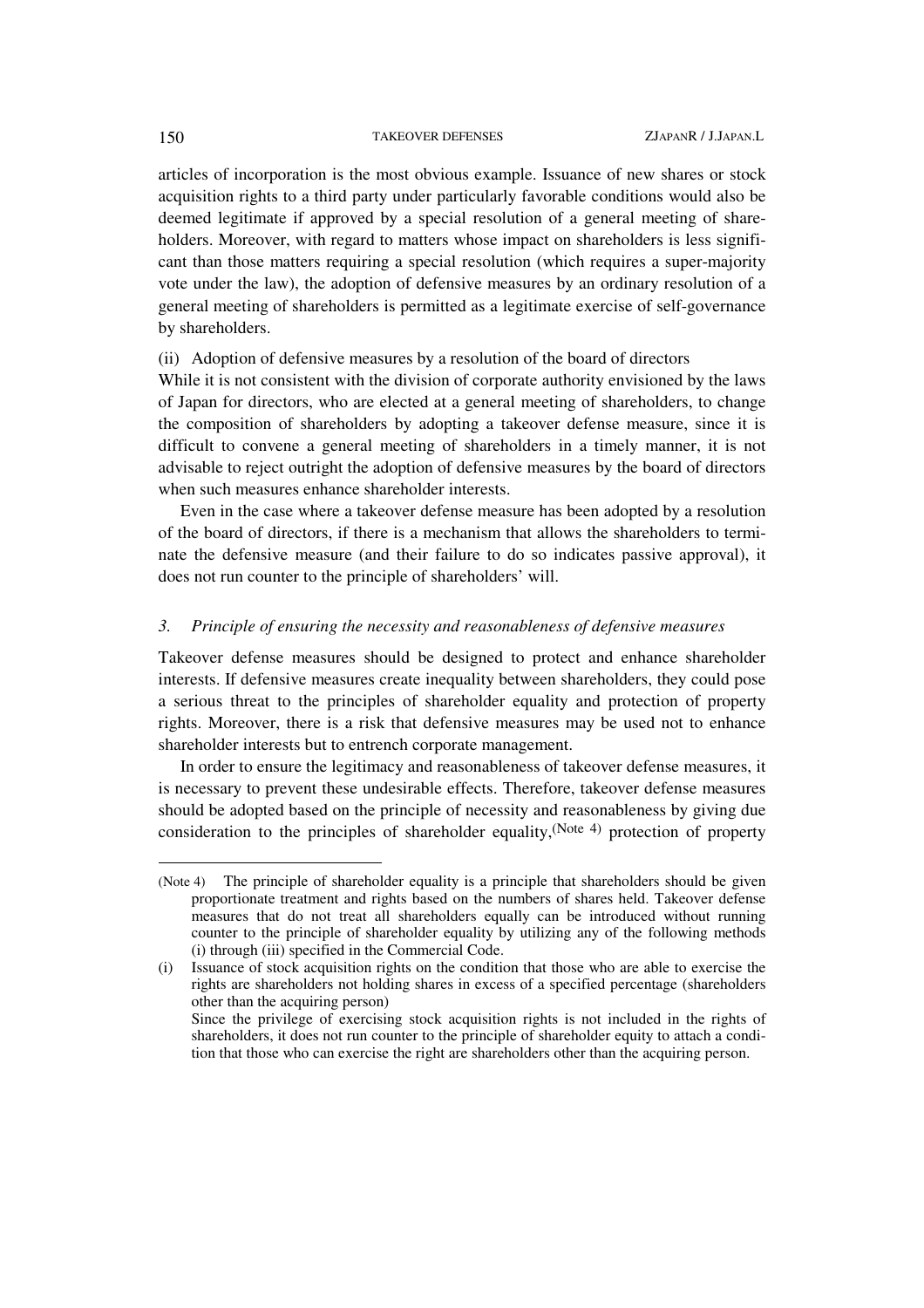articles of incorporation is the most obvious example. Issuance of new shares or stock acquisition rights to a third party under particularly favorable conditions would also be deemed legitimate if approved by a special resolution of a general meeting of shareholders. Moreover, with regard to matters whose impact on shareholders is less significant than those matters requiring a special resolution (which requires a super-majority vote under the law), the adoption of defensive measures by an ordinary resolution of a general meeting of shareholders is permitted as a legitimate exercise of self-governance by shareholders.

(ii) Adoption of defensive measures by a resolution of the board of directors

While it is not consistent with the division of corporate authority envisioned by the laws of Japan for directors, who are elected at a general meeting of shareholders, to change the composition of shareholders by adopting a takeover defense measure, since it is difficult to convene a general meeting of shareholders in a timely manner, it is not advisable to reject outright the adoption of defensive measures by the board of directors when such measures enhance shareholder interests.

Even in the case where a takeover defense measure has been adopted by a resolution of the board of directors, if there is a mechanism that allows the shareholders to terminate the defensive measure (and their failure to do so indicates passive approval), it does not run counter to the principle of shareholders' will.

### *3. Principle of ensuring the necessity and reasonableness of defensive measures*

Takeover defense measures should be designed to protect and enhance shareholder interests. If defensive measures create inequality between shareholders, they could pose a serious threat to the principles of shareholder equality and protection of property rights. Moreover, there is a risk that defensive measures may be used not to enhance shareholder interests but to entrench corporate management.

In order to ensure the legitimacy and reasonableness of takeover defense measures, it is necessary to prevent these undesirable effects. Therefore, takeover defense measures should be adopted based on the principle of necessity and reasonableness by giving due consideration to the principles of shareholder equality,(Note 4) protection of property

---

(Note 4) The principle of shareholder equality is a principle that shareholders should be given proportionate treatment and rights based on the numbers of shares held. Takeover defense measures that do not treat all shareholders equally can be introduced without running counter to the principle of shareholder equality by utilizing any of the following methods (i) through (iii) specified in the Commercial Code.

(i) Issuance of stock acquisition rights on the condition that those who are able to exercise the rights are shareholders not holding shares in excess of a specified percentage (shareholders other than the acquiring person)
Since the privilege of exercising stock acquisition rights is not included in the rights of shareholders, it does not run counter to the principle of shareholder equity to attach a condition that those who can exercise the right are shareholders other than the acquiring person.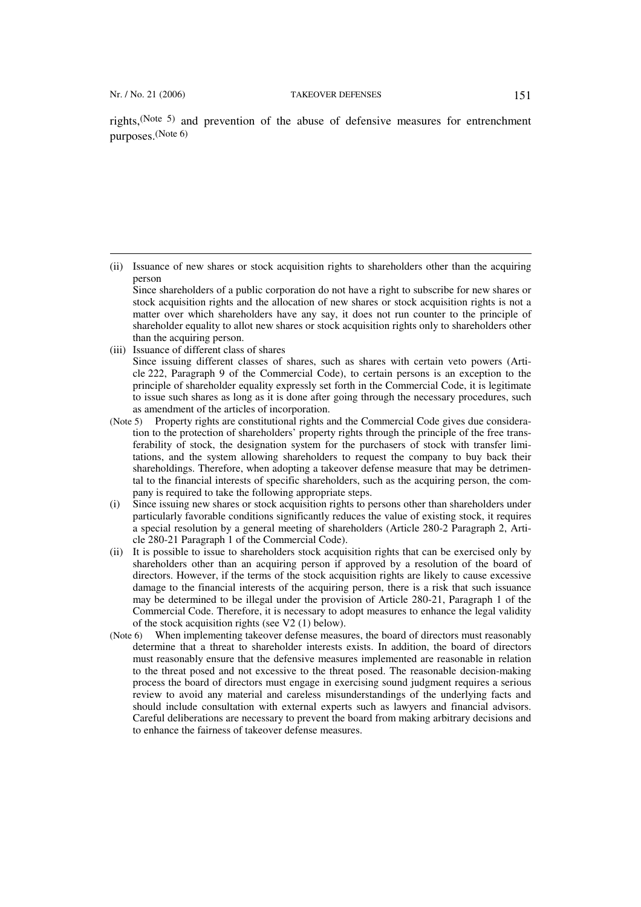rights,(Note 5) and prevention of the abuse of defensive measures for entrenchment purposes.(Note 6)

---

(ii) Issuance of new shares or stock acquisition rights to shareholders other than the acquiring person

Since shareholders of a public corporation do not have a right to subscribe for new shares or stock acquisition rights and the allocation of new shares or stock acquisition rights is not a matter over which shareholders have any say, it does not run counter to the principle of shareholder equality to allot new shares or stock acquisition rights only to shareholders other than the acquiring person.

(iii) Issuance of different class of shares

Since issuing different classes of shares, such as shares with certain veto powers (Article 222, Paragraph 9 of the Commercial Code), to certain persons is an exception to the principle of shareholder equality expressly set forth in the Commercial Code, it is legitimate to issue such shares as long as it is done after going through the necessary procedures, such as amendment of the articles of incorporation.

(Note 5) Property rights are constitutional rights and the Commercial Code gives due consideration to the protection of shareholders' property rights through the principle of the free transferability of stock, the designation system for the purchasers of stock with transfer limitations, and the system allowing shareholders to request the company to buy back their shareholdings. Therefore, when adopting a takeover defense measure that may be detrimental to the financial interests of specific shareholders, such as the acquiring person, the company is required to take the following appropriate steps.

(i) Since issuing new shares or stock acquisition rights to persons other than shareholders under particularly favorable conditions significantly reduces the value of existing stock, it requires a special resolution by a general meeting of shareholders (Article 280-2 Paragraph 2, Article 280-21 Paragraph 1 of the Commercial Code).

(ii) It is possible to issue to shareholders stock acquisition rights that can be exercised only by shareholders other than an acquiring person if approved by a resolution of the board of directors. However, if the terms of the stock acquisition rights are likely to cause excessive damage to the financial interests of the acquiring person, there is a risk that such issuance may be determined to be illegal under the provision of Article 280-21, Paragraph 1 of the Commercial Code. Therefore, it is necessary to adopt measures to enhance the legal validity of the stock acquisition rights (see V2 (1) below).

(Note 6) When implementing takeover defense measures, the board of directors must reasonably determine that a threat to shareholder interests exists. In addition, the board of directors must reasonably ensure that the defensive measures implemented are reasonable in relation to the threat posed and not excessive to the threat posed. The reasonable decision-making process the board of directors must engage in exercising sound judgment requires a serious review to avoid any material and careless misunderstandings of the underlying facts and should include consultation with external experts such as lawyers and financial advisors. Careful deliberations are necessary to prevent the board from making arbitrary decisions and to enhance the fairness of takeover defense measures.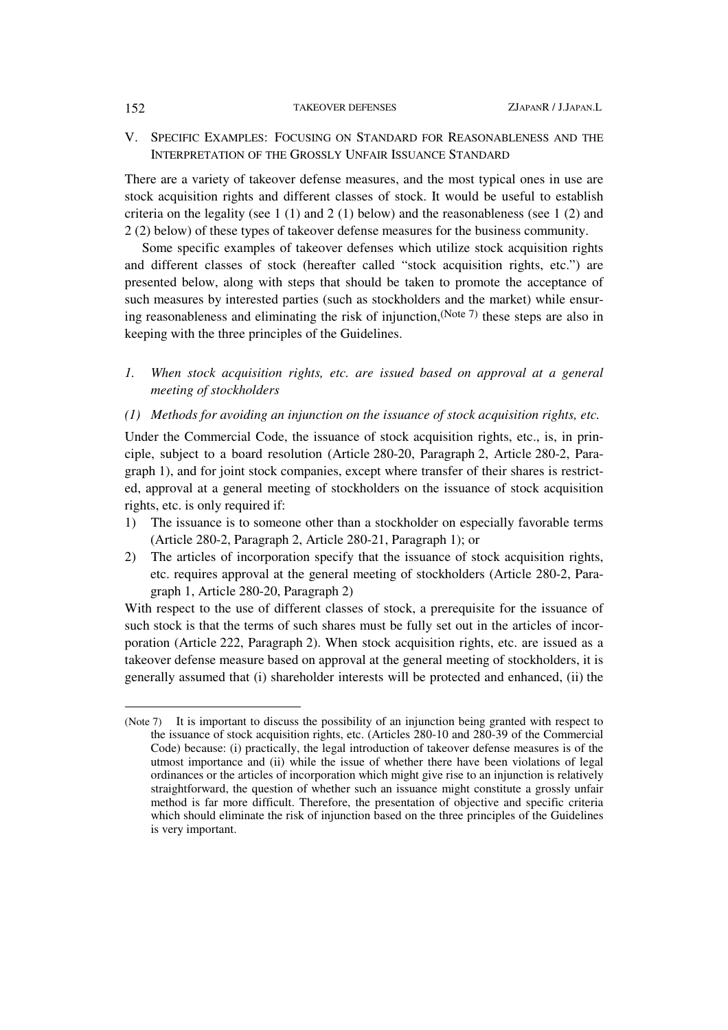## V. SPECIFIC EXAMPLES: FOCUSING ON STANDARD FOR REASONABLENESS AND THE INTERPRETATION OF THE GROSSLY UNFAIR ISSUANCE STANDARD

There are a variety of takeover defense measures, and the most typical ones in use are stock acquisition rights and different classes of stock. It would be useful to establish criteria on the legality (see 1 (1) and 2 (1) below) and the reasonableness (see 1 (2) and 2 (2) below) of these types of takeover defense measures for the business community.

Some specific examples of takeover defenses which utilize stock acquisition rights and different classes of stock (hereafter called "stock acquisition rights, etc.") are presented below, along with steps that should be taken to promote the acceptance of such measures by interested parties (such as stockholders and the market) while ensuring reasonableness and eliminating the risk of injunction,(Note 7) these steps are also in keeping with the three principles of the Guidelines.

### *1. When stock acquisition rights, etc. are issued based on approval at a general meeting of stockholders*

#### *(1) Methods for avoiding an injunction on the issuance of stock acquisition rights, etc.*

Under the Commercial Code, the issuance of stock acquisition rights, etc., is, in principle, subject to a board resolution (Article 280-20, Paragraph 2, Article 280-2, Paragraph 1), and for joint stock companies, except where transfer of their shares is restricted, approval at a general meeting of stockholders on the issuance of stock acquisition rights, etc. is only required if:

1) The issuance is to someone other than a stockholder on especially favorable terms (Article 280-2, Paragraph 2, Article 280-21, Paragraph 1); or
2) The articles of incorporation specify that the issuance of stock acquisition rights, etc. requires approval at the general meeting of stockholders (Article 280-2, Paragraph 1, Article 280-20, Paragraph 2)

With respect to the use of different classes of stock, a prerequisite for the issuance of such stock is that the terms of such shares must be fully set out in the articles of incorporation (Article 222, Paragraph 2). When stock acquisition rights, etc. are issued as a takeover defense measure based on approval at the general meeting of stockholders, it is generally assumed that (i) shareholder interests will be protected and enhanced, (ii) the

(Note 7) It is important to discuss the possibility of an injunction being granted with respect to the issuance of stock acquisition rights, etc. (Articles 280-10 and 280-39 of the Commercial Code) because: (i) practically, the legal introduction of takeover defense measures is of the utmost importance and (ii) while the issue of whether there have been violations of legal ordinances or the articles of incorporation which might give rise to an injunction is relatively straightforward, the question of whether such an issuance might constitute a grossly unfair method is far more difficult. Therefore, the presentation of objective and specific criteria which should eliminate the risk of injunction based on the three principles of the Guidelines is very important.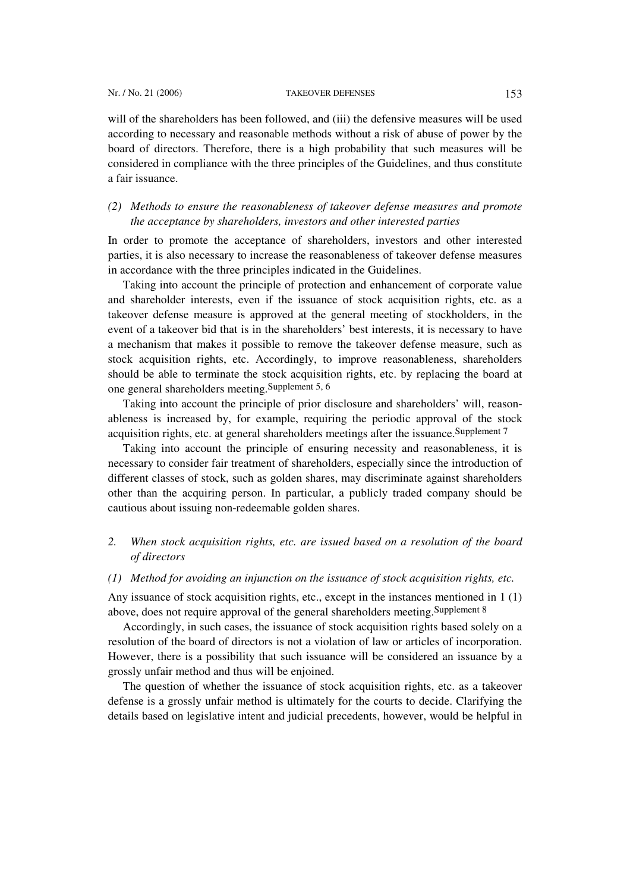will of the shareholders has been followed, and (iii) the defensive measures will be used according to necessary and reasonable methods without a risk of abuse of power by the board of directors. Therefore, there is a high probability that such measures will be considered in compliance with the three principles of the Guidelines, and thus constitute a fair issuance.

*(2) Methods to ensure the reasonableness of takeover defense measures and promote the acceptance by shareholders, investors and other interested parties*

In order to promote the acceptance of shareholders, investors and other interested parties, it is also necessary to increase the reasonableness of takeover defense measures in accordance with the three principles indicated in the Guidelines.

Taking into account the principle of protection and enhancement of corporate value and shareholder interests, even if the issuance of stock acquisition rights, etc. as a takeover defense measure is approved at the general meeting of stockholders, in the event of a takeover bid that is in the shareholders' best interests, it is necessary to have a mechanism that makes it possible to remove the takeover defense measure, such as stock acquisition rights, etc. Accordingly, to improve reasonableness, shareholders should be able to terminate the stock acquisition rights, etc. by replacing the board at one general shareholders meeting.[Supplement 5, 6]

Taking into account the principle of prior disclosure and shareholders' will, reasonableness is increased by, for example, requiring the periodic approval of the stock acquisition rights, etc. at general shareholders meetings after the issuance.[Supplement 7]

Taking into account the principle of ensuring necessity and reasonableness, it is necessary to consider fair treatment of shareholders, especially since the introduction of different classes of stock, such as golden shares, may discriminate against shareholders other than the acquiring person. In particular, a publicly traded company should be cautious about issuing non-redeemable golden shares.

*2. When stock acquisition rights, etc. are issued based on a resolution of the board of directors*

*(1) Method for avoiding an injunction on the issuance of stock acquisition rights, etc.*

Any issuance of stock acquisition rights, etc., except in the instances mentioned in 1 (1) above, does not require approval of the general shareholders meeting.[Supplement 8]

Accordingly, in such cases, the issuance of stock acquisition rights based solely on a resolution of the board of directors is not a violation of law or articles of incorporation. However, there is a possibility that such issuance will be considered an issuance by a grossly unfair method and thus will be enjoined.

The question of whether the issuance of stock acquisition rights, etc. as a takeover defense is a grossly unfair method is ultimately for the courts to decide. Clarifying the details based on legislative intent and judicial precedents, however, would be helpful in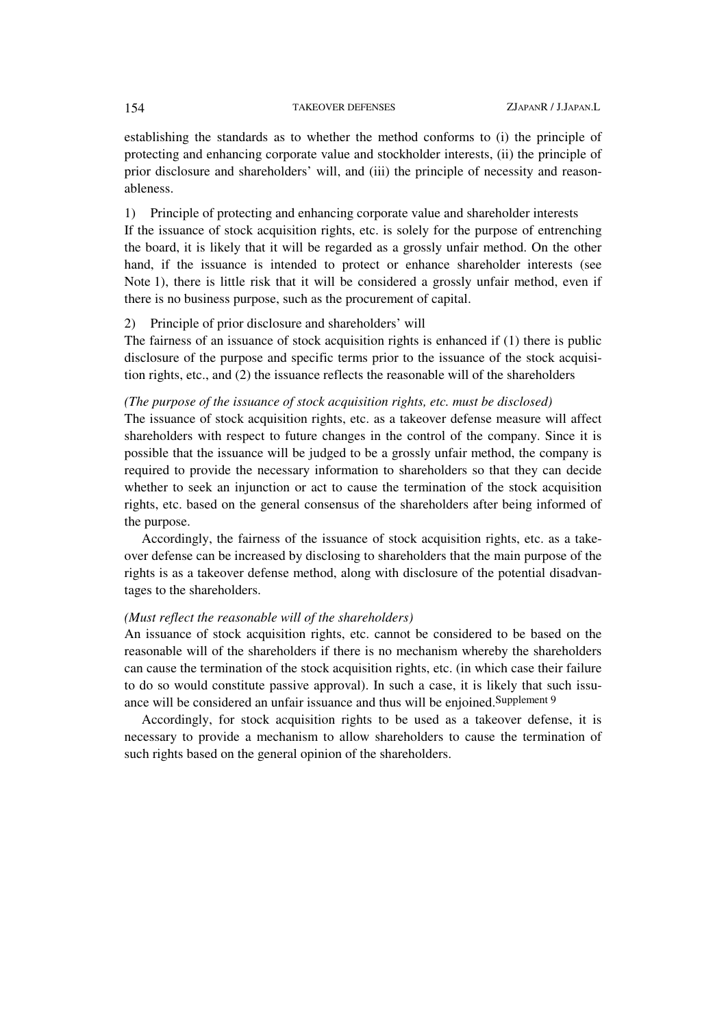establishing the standards as to whether the method conforms to (i) the principle of protecting and enhancing corporate value and stockholder interests, (ii) the principle of prior disclosure and shareholders' will, and (iii) the principle of necessity and reasonableness.

1) Principle of protecting and enhancing corporate value and shareholder interests

If the issuance of stock acquisition rights, etc. is solely for the purpose of entrenching the board, it is likely that it will be regarded as a grossly unfair method. On the other hand, if the issuance is intended to protect or enhance shareholder interests (see Note 1), there is little risk that it will be considered a grossly unfair method, even if there is no business purpose, such as the procurement of capital.

2) Principle of prior disclosure and shareholders' will

The fairness of an issuance of stock acquisition rights is enhanced if (1) there is public disclosure of the purpose and specific terms prior to the issuance of the stock acquisition rights, etc., and (2) the issuance reflects the reasonable will of the shareholders

*(The purpose of the issuance of stock acquisition rights, etc. must be disclosed)*

The issuance of stock acquisition rights, etc. as a takeover defense measure will affect shareholders with respect to future changes in the control of the company. Since it is possible that the issuance will be judged to be a grossly unfair method, the company is required to provide the necessary information to shareholders so that they can decide whether to seek an injunction or act to cause the termination of the stock acquisition rights, etc. based on the general consensus of the shareholders after being informed of the purpose.

Accordingly, the fairness of the issuance of stock acquisition rights, etc. as a takeover defense can be increased by disclosing to shareholders that the main purpose of the rights is as a takeover defense method, along with disclosure of the potential disadvantages to the shareholders.

*(Must reflect the reasonable will of the shareholders)*

An issuance of stock acquisition rights, etc. cannot be considered to be based on the reasonable will of the shareholders if there is no mechanism whereby the shareholders can cause the termination of the stock acquisition rights, etc. (in which case their failure to do so would constitute passive approval). In such a case, it is likely that such issuance will be considered an unfair issuance and thus will be enjoined.[Supplement 9]

Accordingly, for stock acquisition rights to be used as a takeover defense, it is necessary to provide a mechanism to allow shareholders to cause the termination of such rights based on the general opinion of the shareholders.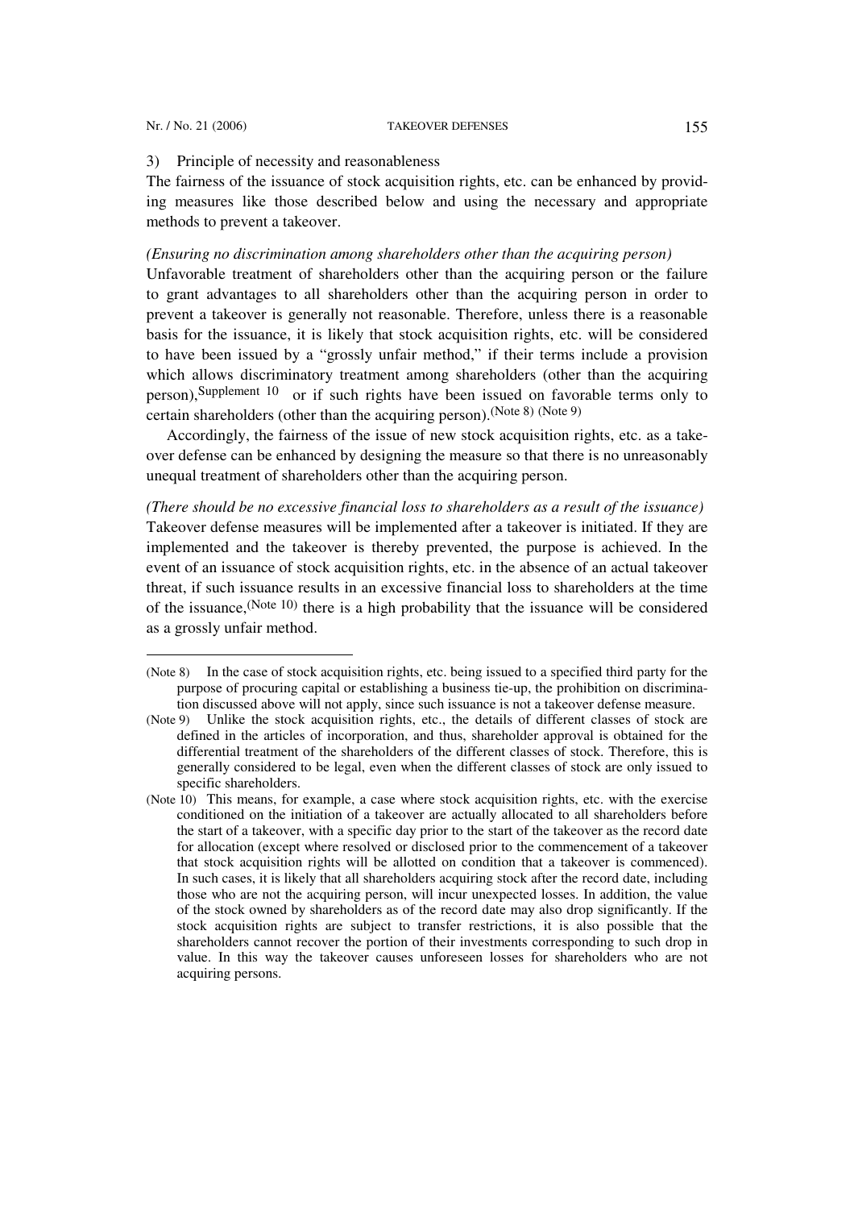3) Principle of necessity and reasonableness

The fairness of the issuance of stock acquisition rights, etc. can be enhanced by providing measures like those described below and using the necessary and appropriate methods to prevent a takeover.

*(Ensuring no discrimination among shareholders other than the acquiring person)*

Unfavorable treatment of shareholders other than the acquiring person or the failure to grant advantages to all shareholders other than the acquiring person in order to prevent a takeover is generally not reasonable. Therefore, unless there is a reasonable basis for the issuance, it is likely that stock acquisition rights, etc. will be considered to have been issued by a "grossly unfair method," if their terms include a provision which allows discriminatory treatment among shareholders (other than the acquiring person),[Supplement 10] or if such rights have been issued on favorable terms only to certain shareholders (other than the acquiring person).[(Note 8)] [(Note 9)]

Accordingly, the fairness of the issue of new stock acquisition rights, etc. as a takeover defense can be enhanced by designing the measure so that there is no unreasonably unequal treatment of shareholders other than the acquiring person.

*(There should be no excessive financial loss to shareholders as a result of the issuance)*

Takeover defense measures will be implemented after a takeover is initiated. If they are implemented and the takeover is thereby prevented, the purpose is achieved. In the event of an issuance of stock acquisition rights, etc. in the absence of an actual takeover threat, if such issuance results in an excessive financial loss to shareholders at the time of the issuance,[(Note 10)] there is a high probability that the issuance will be considered as a grossly unfair method.

---

(Note 8) In the case of stock acquisition rights, etc. being issued to a specified third party for the purpose of procuring capital or establishing a business tie-up, the prohibition on discrimination discussed above will not apply, since such issuance is not a takeover defense measure.

(Note 9) Unlike the stock acquisition rights, etc., the details of different classes of stock are defined in the articles of incorporation, and thus, shareholder approval is obtained for the differential treatment of the shareholders of the different classes of stock. Therefore, this is generally considered to be legal, even when the different classes of stock are only issued to specific shareholders.

(Note 10) This means, for example, a case where stock acquisition rights, etc. with the exercise conditioned on the initiation of a takeover are actually allocated to all shareholders before the start of a takeover, with a specific day prior to the start of the takeover as the record date for allocation (except where resolved or disclosed prior to the commencement of a takeover that stock acquisition rights will be allotted on condition that a takeover is commenced). In such cases, it is likely that all shareholders acquiring stock after the record date, including those who are not the acquiring person, will incur unexpected losses. In addition, the value of the stock owned by shareholders as of the record date may also drop significantly. If the stock acquisition rights are subject to transfer restrictions, it is also possible that the shareholders cannot recover the portion of their investments corresponding to such drop in value. In this way the takeover causes unforeseen losses for shareholders who are not acquiring persons.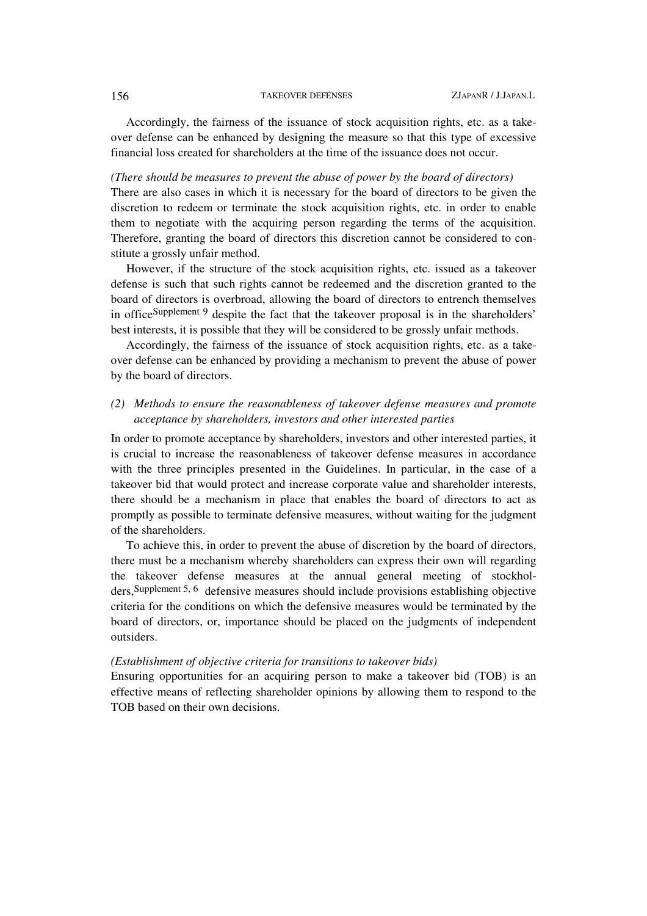Accordingly, the fairness of the issuance of stock acquisition rights, etc. as a takeover defense can be enhanced by designing the measure so that this type of excessive financial loss created for shareholders at the time of the issuance does not occur.

*(There should be measures to prevent the abuse of power by the board of directors)*
There are also cases in which it is necessary for the board of directors to be given the discretion to redeem or terminate the stock acquisition rights, etc. in order to enable them to negotiate with the acquiring person regarding the terms of the acquisition. Therefore, granting the board of directors this discretion cannot be considered to constitute a grossly unfair method.

However, if the structure of the stock acquisition rights, etc. issued as a takeover defense is such that such rights cannot be redeemed and the discretion granted to the board of directors is overbroad, allowing the board of directors to entrench themselves in office[Supplement 9] despite the fact that the takeover proposal is in the shareholders' best interests, it is possible that they will be considered to be grossly unfair methods.

Accordingly, the fairness of the issuance of stock acquisition rights, etc. as a takeover defense can be enhanced by providing a mechanism to prevent the abuse of power by the board of directors.

### (2) *Methods to ensure the reasonableness of takeover defense measures and promote acceptance by shareholders, investors and other interested parties*

In order to promote acceptance by shareholders, investors and other interested parties, it is crucial to increase the reasonableness of takeover defense measures in accordance with the three principles presented in the Guidelines. In particular, in the case of a takeover bid that would protect and increase corporate value and shareholder interests, there should be a mechanism in place that enables the board of directors to act as promptly as possible to terminate defensive measures, without waiting for the judgment of the shareholders.

To achieve this, in order to prevent the abuse of discretion by the board of directors, there must be a mechanism whereby shareholders can express their own will regarding the takeover defense measures at the annual general meeting of stockholders,[Supplement 5, 6] defensive measures should include provisions establishing objective criteria for the conditions on which the defensive measures would be terminated by the board of directors, or, importance should be placed on the judgments of independent outsiders.

*(Establishment of objective criteria for transitions to takeover bids)*
Ensuring opportunities for an acquiring person to make a takeover bid (TOB) is an effective means of reflecting shareholder opinions by allowing them to respond to the TOB based on their own decisions.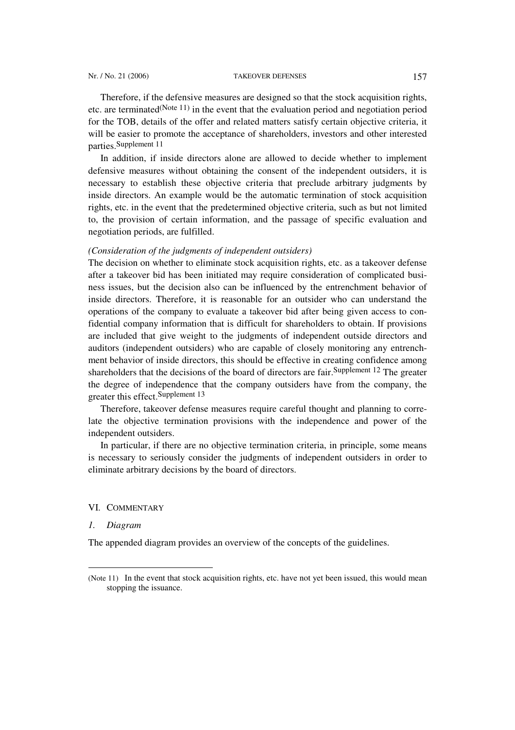Therefore, if the defensive measures are designed so that the stock acquisition rights, etc. are terminated[(Note 11)] in the event that the evaluation period and negotiation period for the TOB, details of the offer and related matters satisfy certain objective criteria, it will be easier to promote the acceptance of shareholders, investors and other interested parties.[Supplement 11]

In addition, if inside directors alone are allowed to decide whether to implement defensive measures without obtaining the consent of the independent outsiders, it is necessary to establish these objective criteria that preclude arbitrary judgments by inside directors. An example would be the automatic termination of stock acquisition rights, etc. in the event that the predetermined objective criteria, such as but not limited to, the provision of certain information, and the passage of specific evaluation and negotiation periods, are fulfilled.

*(Consideration of the judgments of independent outsiders)*

The decision on whether to eliminate stock acquisition rights, etc. as a takeover defense after a takeover bid has been initiated may require consideration of complicated business issues, but the decision also can be influenced by the entrenchment behavior of inside directors. Therefore, it is reasonable for an outsider who can understand the operations of the company to evaluate a takeover bid after being given access to confidential company information that is difficult for shareholders to obtain. If provisions are included that give weight to the judgments of independent outside directors and auditors (independent outsiders) who are capable of closely monitoring any entrenchment behavior of inside directors, this should be effective in creating confidence among shareholders that the decisions of the board of directors are fair.[Supplement 12] The greater the degree of independence that the company outsiders have from the company, the greater this effect.[Supplement 13]

Therefore, takeover defense measures require careful thought and planning to correlate the objective termination provisions with the independence and power of the independent outsiders.

In particular, if there are no objective termination criteria, in principle, some means is necessary to seriously consider the judgments of independent outsiders in order to eliminate arbitrary decisions by the board of directors.

## VI. Commentary

### *1. Diagram*

The appended diagram provides an overview of the concepts of the guidelines.

---

(Note 11) In the event that stock acquisition rights, etc. have not yet been issued, this would mean stopping the issuance.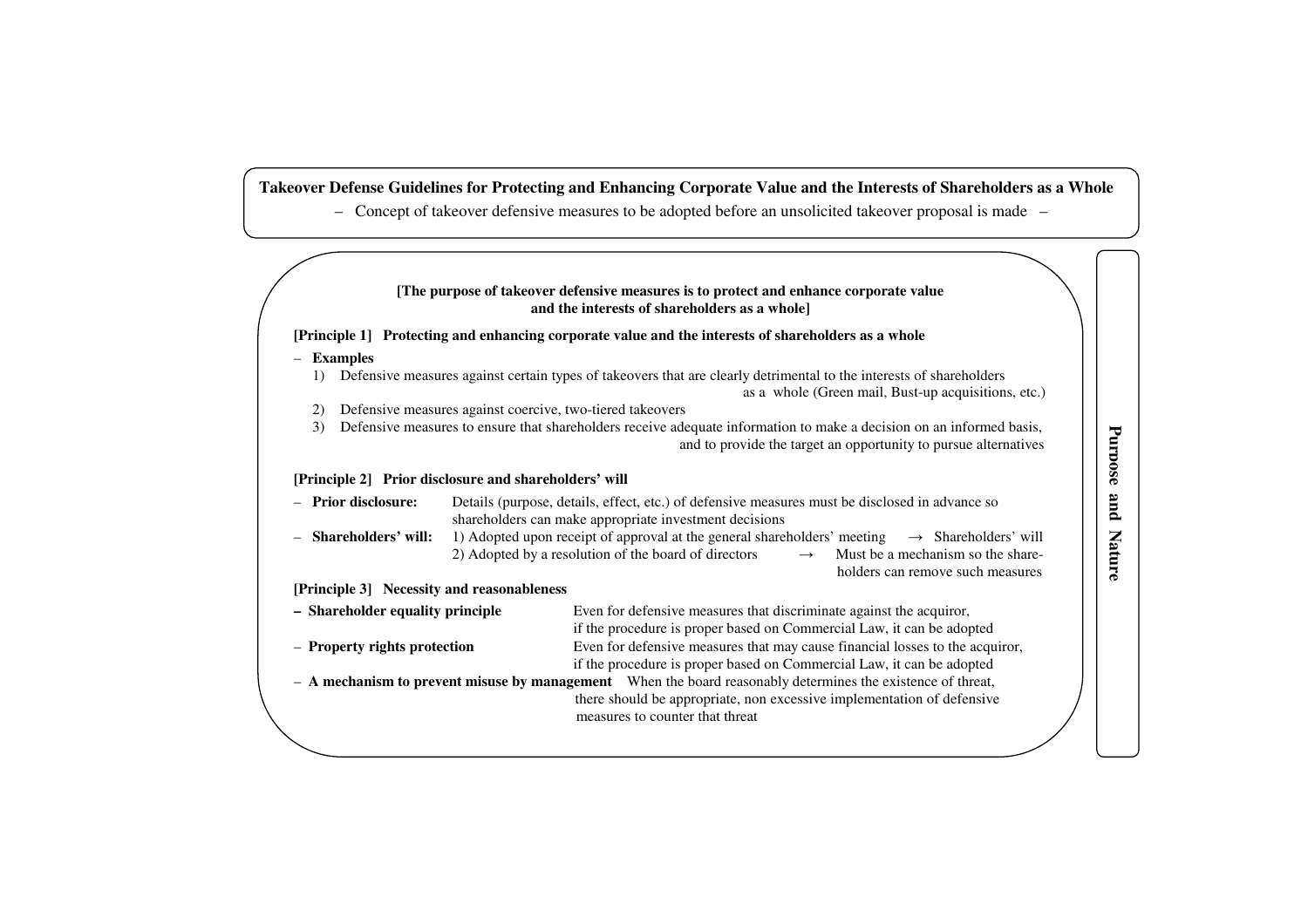**Takeover Defense Guidelines for Protecting and Enhancing Corporate Value and the Interests of Shareholders as a Whole**

– Concept of takeover defensive measures to be adopted before an unsolicited takeover proposal is made –

**Purpose and Nature**

**[The purpose of takeover defensive measures is to protect and enhance corporate value and the interests of shareholders as a whole]**

**[Principle 1] Protecting and enhancing corporate value and the interests of shareholders as a whole**

- **Examples**
  1) Defensive measures against certain types of takeovers that are clearly detrimental to the interests of shareholders as a whole (Green mail, Bust-up acquisitions, etc.)
  2) Defensive measures against coercive, two-tiered takeovers
  3) Defensive measures to ensure that shareholders receive adequate information to make a decision on an informed basis, and to provide the target an opportunity to pursue alternatives

**[Principle 2] Prior disclosure and shareholders' will**

- **Prior disclosure:** Details (purpose, details, effect, etc.) of defensive measures must be disclosed in advance so shareholders can make appropriate investment decisions
- **Shareholders' will:** 1) Adopted upon receipt of approval at the general shareholders' meeting → Shareholders' will
  2) Adopted by a resolution of the board of directors → Must be a mechanism so the shareholders can remove such measures

**[Principle 3] Necessity and reasonableness**

- **Shareholder equality principle** Even for defensive measures that discriminate against the acquiror, if the procedure is proper based on Commercial Law, it can be adopted
- **Property rights protection** Even for defensive measures that may cause financial losses to the acquiror, if the procedure is proper based on Commercial Law, it can be adopted
- **A mechanism to prevent misuse by management** When the board reasonably determines the existence of threat, there should be appropriate, non excessive implementation of defensive measures to counter that threat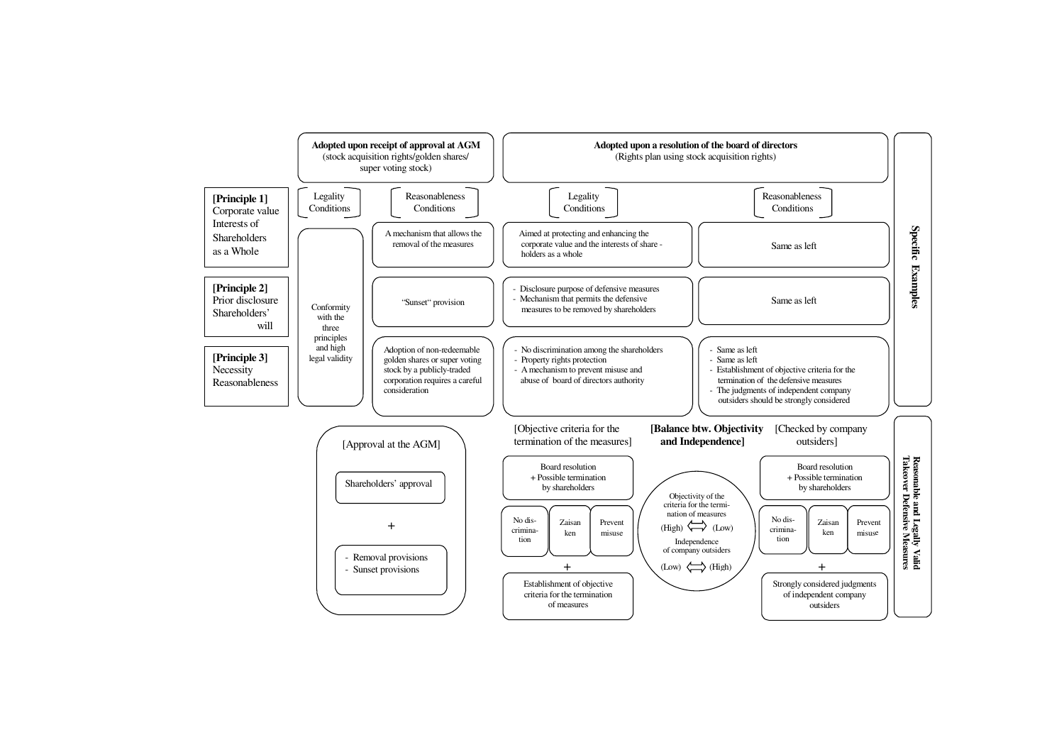| | Adopted upon receipt of approval at AGM (stock acquisition rights/golden shares/ super voting stock) | | Adopted upon a resolution of the board of directors (Rights plan using stock acquisition rights) | | |
|---|---|---|---|---|---|
| | Legality Conditions | Reasonableness Conditions | Legality Conditions | Reasonableness Conditions | |
| **[Principle 1]** Corporate value Interests of Shareholders as a Whole | Conformity with the three principles and high legal validity | A mechanism that allows the removal of the measures | Aimed at protecting and enhancing the corporate value and the interests of share-holders as a whole | Same as left | Specific Examples |
| **[Principle 2]** Prior disclosure Shareholders' will | | "Sunset" provision | - Disclosure purpose of defensive measures<br>- Mechanism that permits the defensive measures to be removed by shareholders | Same as left | |
| **[Principle 3]** Necessity Reasonableness | | Adoption of non-redeemable golden shares or super voting stock by a publicly-traded corporation requires a careful consideration | - No discrimination among the shareholders<br>- Property rights protection<br>- A mechanism to prevent misuse and abuse of board of directors authority | - Same as left<br>- Same as left<br>- Establishment of objective criteria for the termination of the defensive measures<br>- The judgments of independent company outsiders should be strongly considered | |

**Reasonable and Legally Valid Takeover Defensive Measures**

[Approval at the AGM]

- Shareholders' approval

\+

- Removal provisions
- Sunset provisions

[Objective criteria for the termination of the measures]

- Board resolution + Possible termination by shareholders
- No discrimination | Zaisan ken | Prevent misuse

\+

- Establishment of objective criteria for the termination of measures

**[Balance btw. Objectivity and Independence]**

Objectivity of the criteria for the termination of measures (High) ⟺ (Low)

Independence of company outsiders (Low) ⟺ (High)

[Checked by company outsiders]

- Board resolution + Possible termination by shareholders
- No discrimination | Zaisan ken | Prevent misuse

\+

- Strongly considered judgments of independent company outsiders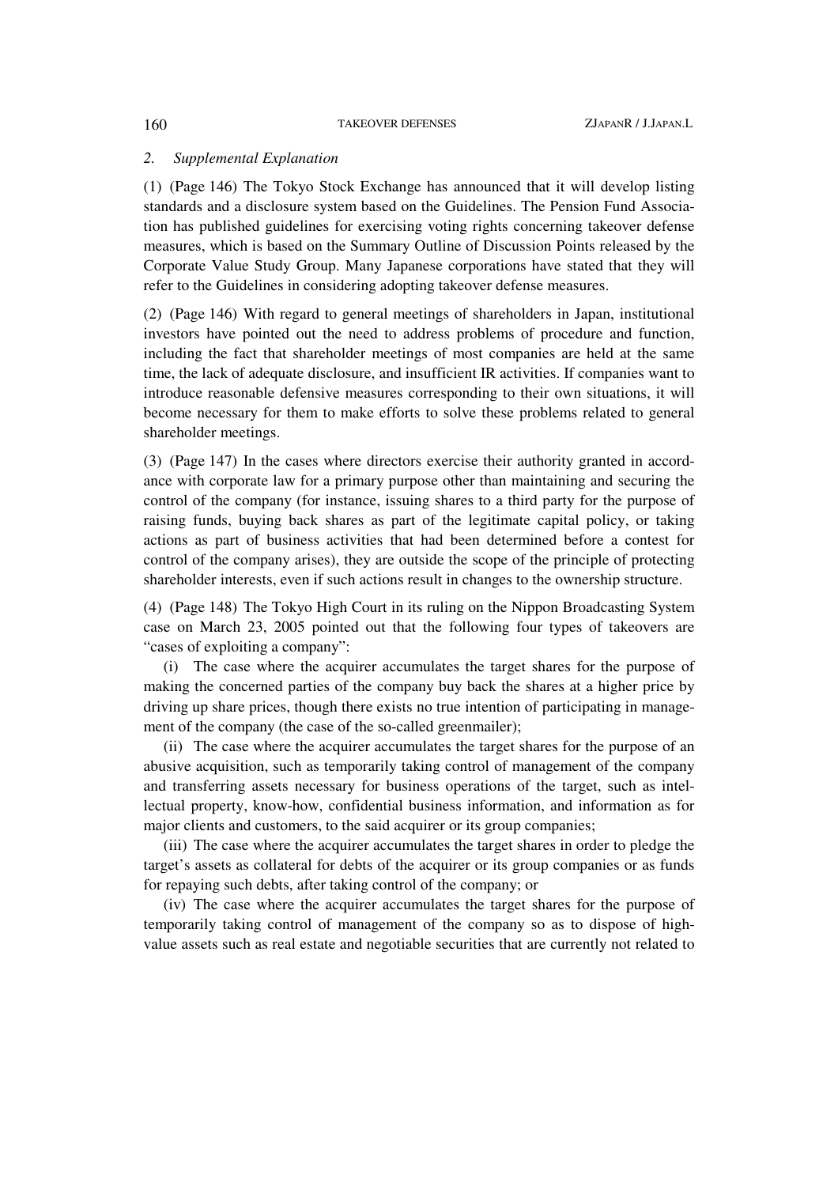## *2. Supplemental Explanation*

(1) (Page 146) The Tokyo Stock Exchange has announced that it will develop listing standards and a disclosure system based on the Guidelines. The Pension Fund Association has published guidelines for exercising voting rights concerning takeover defense measures, which is based on the Summary Outline of Discussion Points released by the Corporate Value Study Group. Many Japanese corporations have stated that they will refer to the Guidelines in considering adopting takeover defense measures.

(2) (Page 146) With regard to general meetings of shareholders in Japan, institutional investors have pointed out the need to address problems of procedure and function, including the fact that shareholder meetings of most companies are held at the same time, the lack of adequate disclosure, and insufficient IR activities. If companies want to introduce reasonable defensive measures corresponding to their own situations, it will become necessary for them to make efforts to solve these problems related to general shareholder meetings.

(3) (Page 147) In the cases where directors exercise their authority granted in accordance with corporate law for a primary purpose other than maintaining and securing the control of the company (for instance, issuing shares to a third party for the purpose of raising funds, buying back shares as part of the legitimate capital policy, or taking actions as part of business activities that had been determined before a contest for control of the company arises), they are outside the scope of the principle of protecting shareholder interests, even if such actions result in changes to the ownership structure.

(4) (Page 148) The Tokyo High Court in its ruling on the Nippon Broadcasting System case on March 23, 2005 pointed out that the following four types of takeovers are "cases of exploiting a company":

(i) The case where the acquirer accumulates the target shares for the purpose of making the concerned parties of the company buy back the shares at a higher price by driving up share prices, though there exists no true intention of participating in management of the company (the case of the so-called greenmailer);

(ii) The case where the acquirer accumulates the target shares for the purpose of an abusive acquisition, such as temporarily taking control of management of the company and transferring assets necessary for business operations of the target, such as intellectual property, know-how, confidential business information, and information as for major clients and customers, to the said acquirer or its group companies;

(iii) The case where the acquirer accumulates the target shares in order to pledge the target's assets as collateral for debts of the acquirer or its group companies or as funds for repaying such debts, after taking control of the company; or

(iv) The case where the acquirer accumulates the target shares for the purpose of temporarily taking control of management of the company so as to dispose of high-value assets such as real estate and negotiable securities that are currently not related to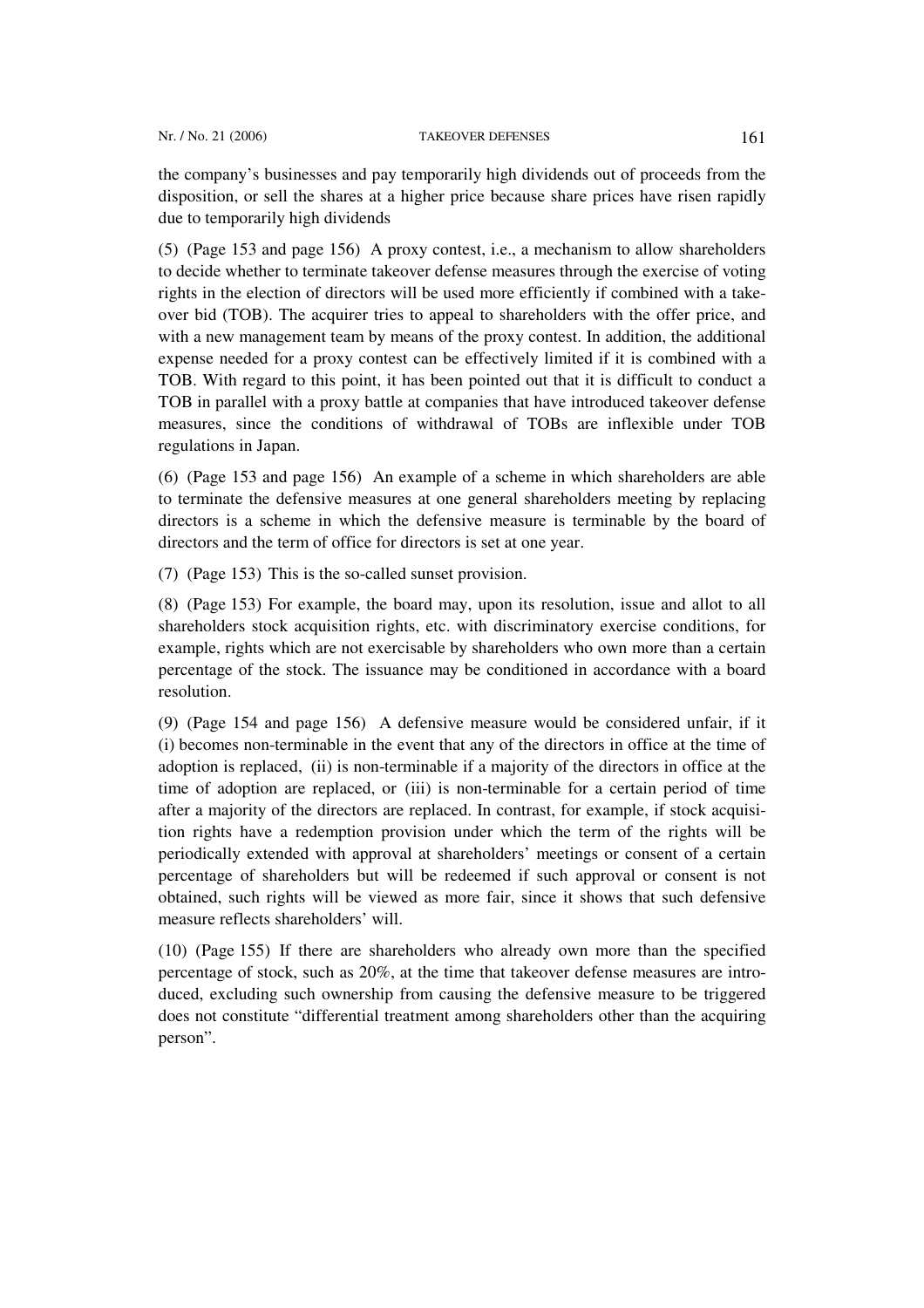the company's businesses and pay temporarily high dividends out of proceeds from the disposition, or sell the shares at a higher price because share prices have risen rapidly due to temporarily high dividends

(5) (Page 153 and page 156) A proxy contest, i.e., a mechanism to allow shareholders to decide whether to terminate takeover defense measures through the exercise of voting rights in the election of directors will be used more efficiently if combined with a takeover bid (TOB). The acquirer tries to appeal to shareholders with the offer price, and with a new management team by means of the proxy contest. In addition, the additional expense needed for a proxy contest can be effectively limited if it is combined with a TOB. With regard to this point, it has been pointed out that it is difficult to conduct a TOB in parallel with a proxy battle at companies that have introduced takeover defense measures, since the conditions of withdrawal of TOBs are inflexible under TOB regulations in Japan.

(6) (Page 153 and page 156) An example of a scheme in which shareholders are able to terminate the defensive measures at one general shareholders meeting by replacing directors is a scheme in which the defensive measure is terminable by the board of directors and the term of office for directors is set at one year.

(7) (Page 153) This is the so-called sunset provision.

(8) (Page 153) For example, the board may, upon its resolution, issue and allot to all shareholders stock acquisition rights, etc. with discriminatory exercise conditions, for example, rights which are not exercisable by shareholders who own more than a certain percentage of the stock. The issuance may be conditioned in accordance with a board resolution.

(9) (Page 154 and page 156) A defensive measure would be considered unfair, if it (i) becomes non-terminable in the event that any of the directors in office at the time of adoption is replaced, (ii) is non-terminable if a majority of the directors in office at the time of adoption are replaced, or (iii) is non-terminable for a certain period of time after a majority of the directors are replaced. In contrast, for example, if stock acquisition rights have a redemption provision under which the term of the rights will be periodically extended with approval at shareholders' meetings or consent of a certain percentage of shareholders but will be redeemed if such approval or consent is not obtained, such rights will be viewed as more fair, since it shows that such defensive measure reflects shareholders' will.

(10) (Page 155) If there are shareholders who already own more than the specified percentage of stock, such as 20%, at the time that takeover defense measures are introduced, excluding such ownership from causing the defensive measure to be triggered does not constitute "differential treatment among shareholders other than the acquiring person".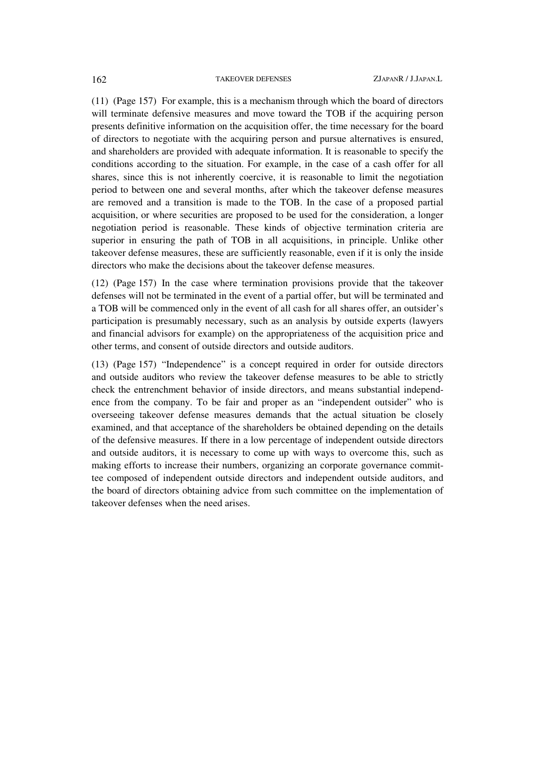(11) (Page 157) For example, this is a mechanism through which the board of directors will terminate defensive measures and move toward the TOB if the acquiring person presents definitive information on the acquisition offer, the time necessary for the board of directors to negotiate with the acquiring person and pursue alternatives is ensured, and shareholders are provided with adequate information. It is reasonable to specify the conditions according to the situation. For example, in the case of a cash offer for all shares, since this is not inherently coercive, it is reasonable to limit the negotiation period to between one and several months, after which the takeover defense measures are removed and a transition is made to the TOB. In the case of a proposed partial acquisition, or where securities are proposed to be used for the consideration, a longer negotiation period is reasonable. These kinds of objective termination criteria are superior in ensuring the path of TOB in all acquisitions, in principle. Unlike other takeover defense measures, these are sufficiently reasonable, even if it is only the inside directors who make the decisions about the takeover defense measures.

(12) (Page 157) In the case where termination provisions provide that the takeover defenses will not be terminated in the event of a partial offer, but will be terminated and a TOB will be commenced only in the event of all cash for all shares offer, an outsider's participation is presumably necessary, such as an analysis by outside experts (lawyers and financial advisors for example) on the appropriateness of the acquisition price and other terms, and consent of outside directors and outside auditors.

(13) (Page 157) "Independence" is a concept required in order for outside directors and outside auditors who review the takeover defense measures to be able to strictly check the entrenchment behavior of inside directors, and means substantial independence from the company. To be fair and proper as an "independent outsider" who is overseeing takeover defense measures demands that the actual situation be closely examined, and that acceptance of the shareholders be obtained depending on the details of the defensive measures. If there in a low percentage of independent outside directors and outside auditors, it is necessary to come up with ways to overcome this, such as making efforts to increase their numbers, organizing an corporate governance committee composed of independent outside directors and independent outside auditors, and the board of directors obtaining advice from such committee on the implementation of takeover defenses when the need arises.